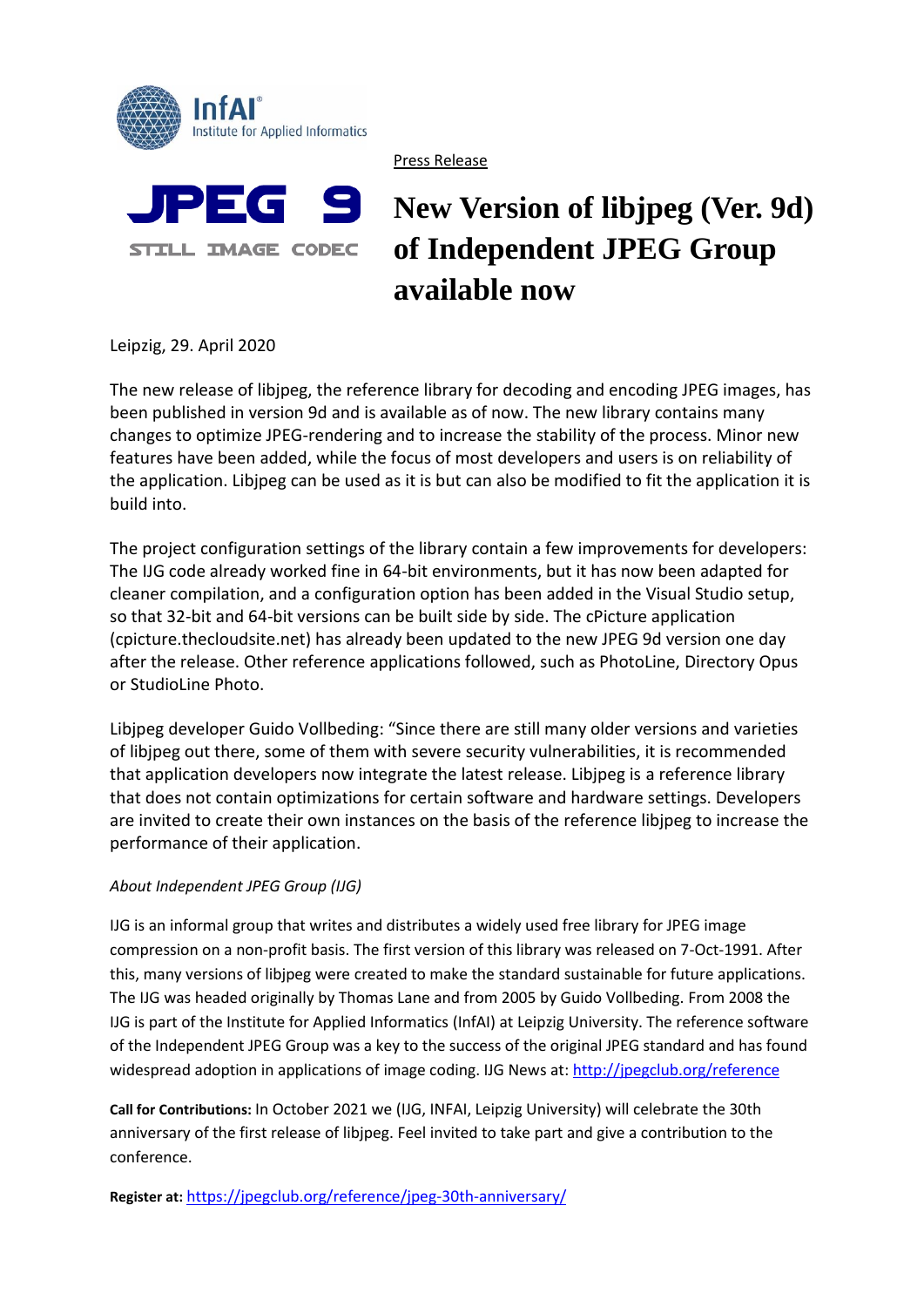InfAI® Institute for Applied Informatics

JPEG 9 STILL IMAGE CODEC

Press Release

# New Version of libjpeg (Ver. 9d) of Independent JPEG Group available now

Leipzig, 29. April 2020

The new release of libjpeg, the reference library for decoding and encoding JPEG images, has been published in version 9d and is available as of now. The new library contains many changes to optimize JPEG-rendering and to increase the stability of the process. Minor new features have been added, while the focus of most developers and users is on reliability of the application. Libjpeg can be used as it is but can also be modified to fit the application it is build into.

The project configuration settings of the library contain a few improvements for developers: The IJG code already worked fine in 64-bit environments, but it has now been adapted for cleaner compilation, and a configuration option has been added in the Visual Studio setup, so that 32-bit and 64-bit versions can be built side by side. The cPicture application (cpicture.thecloudsite.net) has already been updated to the new JPEG 9d version one day after the release. Other reference applications followed, such as PhotoLine, Directory Opus or StudioLine Photo.

Libjpeg developer Guido Vollbeding: "Since there are still many older versions and varieties of libjpeg out there, some of them with severe security vulnerabilities, it is recommended that application developers now integrate the latest release. Libjpeg is a reference library that does not contain optimizations for certain software and hardware settings. Developers are invited to create their own instances on the basis of the reference libjpeg to increase the performance of their application.

*About Independent JPEG Group (IJG)*

IJG is an informal group that writes and distributes a widely used free library for JPEG image compression on a non-profit basis. The first version of this library was released on 7-Oct-1991. After this, many versions of libjpeg were created to make the standard sustainable for future applications. The IJG was headed originally by Thomas Lane and from 2005 by Guido Vollbeding. From 2008 the IJG is part of the Institute for Applied Informatics (InfAI) at Leipzig University. The reference software of the Independent JPEG Group was a key to the success of the original JPEG standard and has found widespread adoption in applications of image coding. IJG News at: [http://jpegclub.org/reference](http://jpegclub.org/reference)

**Call for Contributions:** In October 2021 we (IJG, INFAI, Leipzig University) will celebrate the 30th anniversary of the first release of libjpeg. Feel invited to take part and give a contribution to the conference.

**Register at:** [https://jpegclub.org/reference/jpeg-30th-anniversary/](https://jpegclub.org/reference/jpeg-30th-anniversary/)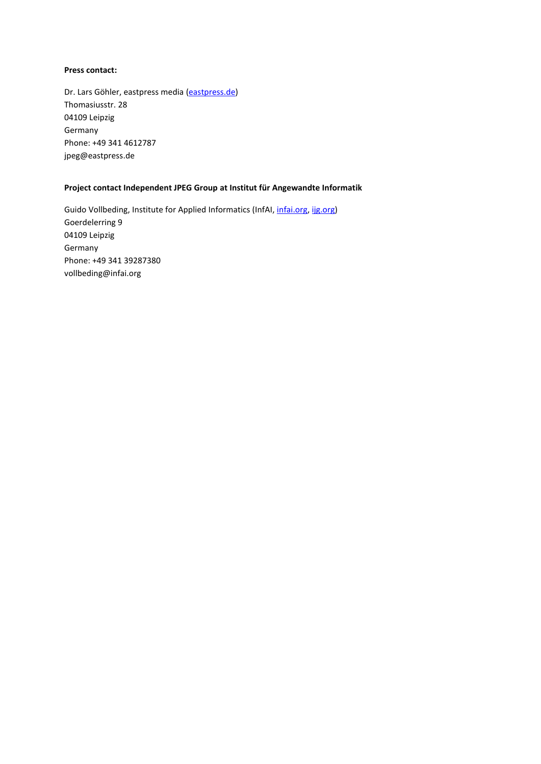**Press contact:**

Dr. Lars Göhler, eastpress media (eastpress.de)
Thomasiusstr. 28
04109 Leipzig
Germany
Phone: +49 341 4612787
jpeg@eastpress.de

**Project contact Independent JPEG Group at Institut für Angewandte Informatik**

Guido Vollbeding, Institute for Applied Informatics (InfAI, infai.org, ijg.org)
Goerdelerring 9
04109 Leipzig
Germany
Phone: +49 341 39287380
vollbeding@infai.org